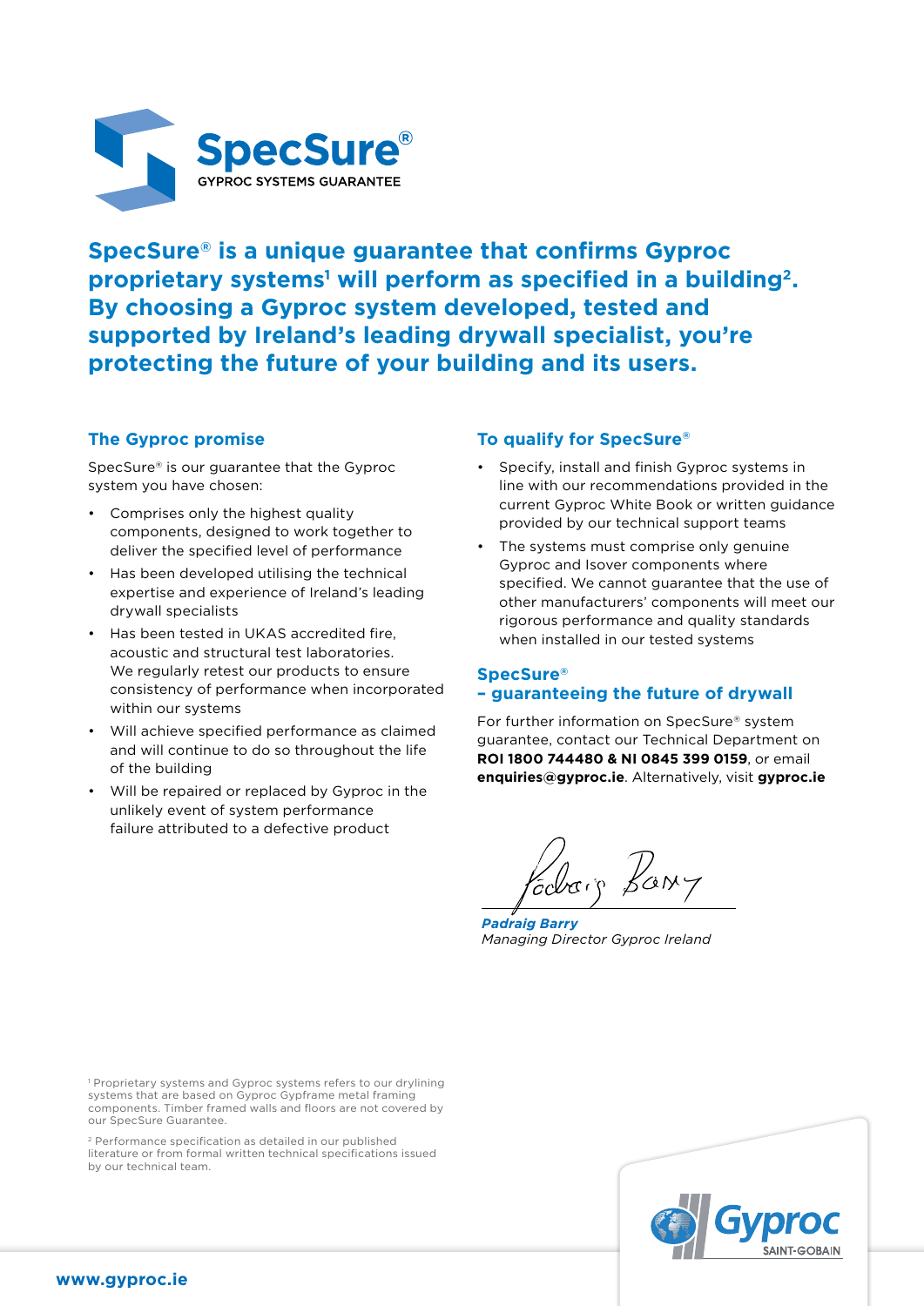# SpecSure®

GYPROC SYSTEMS GUARANTEE

**SpecSure® is a unique guarantee that confirms Gyproc proprietary systems[1] will perform as specified in a building[2]. By choosing a Gyproc system developed, tested and supported by Ireland's leading drywall specialist, you're protecting the future of your building and its users.**

## The Gyproc promise

SpecSure® is our guarantee that the Gyproc system you have chosen:

- Comprises only the highest quality components, designed to work together to deliver the specified level of performance
- Has been developed utilising the technical expertise and experience of Ireland's leading drywall specialists
- Has been tested in UKAS accredited fire, acoustic and structural test laboratories. We regularly retest our products to ensure consistency of performance when incorporated within our systems
- Will achieve specified performance as claimed and will continue to do so throughout the life of the building
- Will be repaired or replaced by Gyproc in the unlikely event of system performance failure attributed to a defective product

## To qualify for SpecSure®

- Specify, install and finish Gyproc systems in line with our recommendations provided in the current Gyproc White Book or written guidance provided by our technical support teams
- The systems must comprise only genuine Gyproc and Isover components where specified. We cannot guarantee that the use of other manufacturers' components will meet our rigorous performance and quality standards when installed in our tested systems

## SpecSure® – guaranteeing the future of drywall

For further information on SpecSure® system guarantee, contact our Technical Department on **ROI 1800 744480 & NI 0845 399 0159**, or email **enquiries@gyproc.ie**. Alternatively, visit **gyproc.ie**

***Padraig Barry***
*Managing Director Gyproc Ireland*

[1] Proprietary systems and Gyproc systems refers to our drylining systems that are based on Gyproc Gypframe metal framing components. Timber framed walls and floors are not covered by our SpecSure Guarantee.

[2] Performance specification as detailed in our published literature or from formal written technical specifications issued by our technical team.

Gyproc SAINT-GOBAIN

**www.gyproc.ie**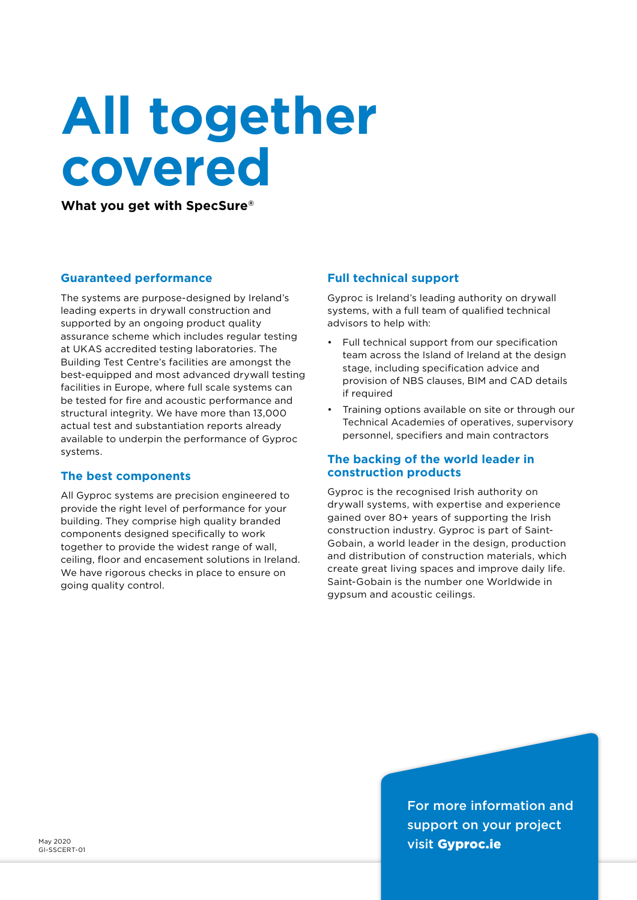# All together covered

**What you get with SpecSure®**

## Guaranteed performance

The systems are purpose-designed by Ireland's leading experts in drywall construction and supported by an ongoing product quality assurance scheme which includes regular testing at UKAS accredited testing laboratories. The Building Test Centre's facilities are amongst the best-equipped and most advanced drywall testing facilities in Europe, where full scale systems can be tested for fire and acoustic performance and structural integrity. We have more than 13,000 actual test and substantiation reports already available to underpin the performance of Gyproc systems.

## The best components

All Gyproc systems are precision engineered to provide the right level of performance for your building. They comprise high quality branded components designed specifically to work together to provide the widest range of wall, ceiling, floor and encasement solutions in Ireland. We have rigorous checks in place to ensure on going quality control.

## Full technical support

Gyproc is Ireland's leading authority on drywall systems, with a full team of qualified technical advisors to help with:

- Full technical support from our specification team across the Island of Ireland at the design stage, including specification advice and provision of NBS clauses, BIM and CAD details if required
- Training options available on site or through our Technical Academies of operatives, supervisory personnel, specifiers and main contractors

## The backing of the world leader in construction products

Gyproc is the recognised Irish authority on drywall systems, with expertise and experience gained over 80+ years of supporting the Irish construction industry. Gyproc is part of Saint-Gobain, a world leader in the design, production and distribution of construction materials, which create great living spaces and improve daily life. Saint-Gobain is the number one Worldwide in gypsum and acoustic ceilings.

For more information and support on your project visit **Gyproc.ie**

May 2020
GI-SSCERT-01